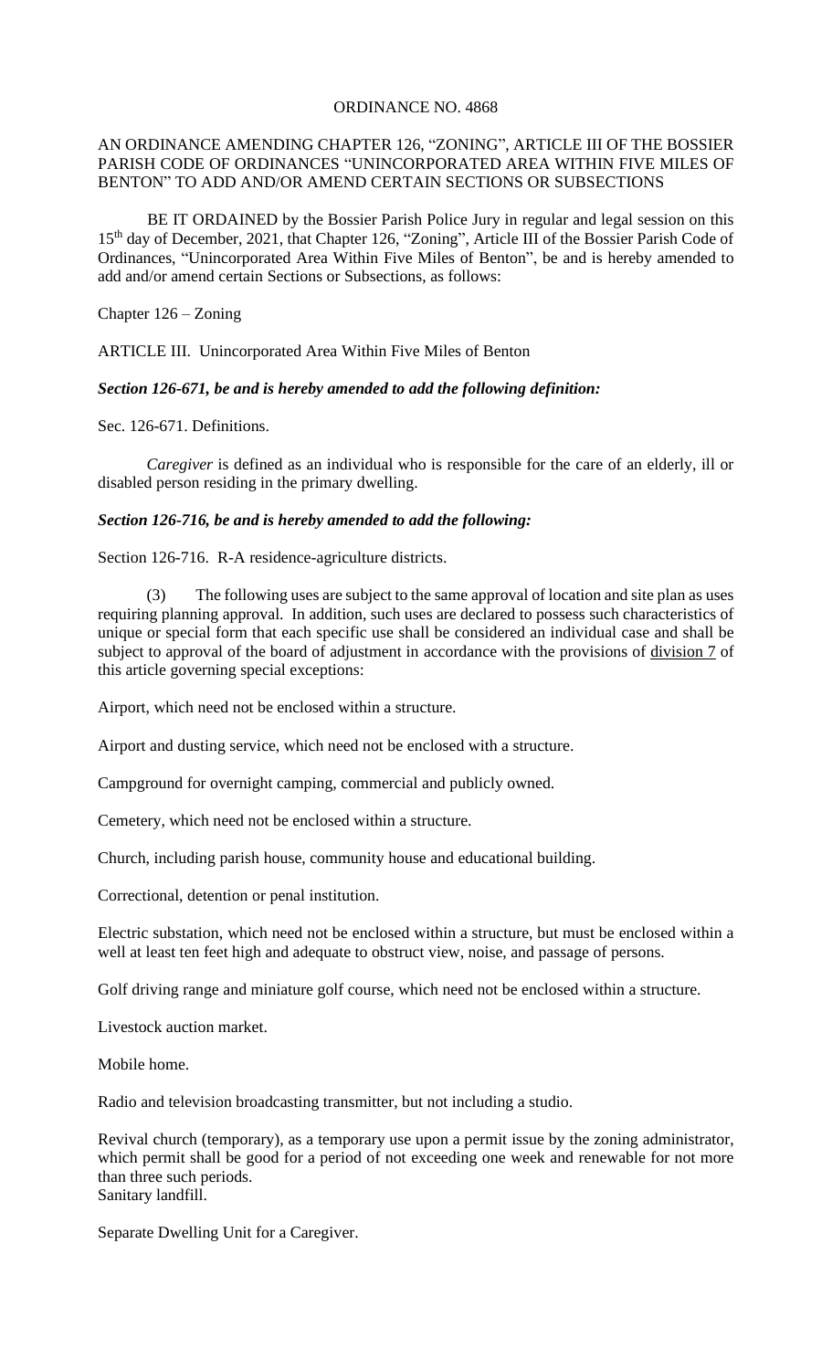# ORDINANCE NO. 4868

AN ORDINANCE AMENDING CHAPTER 126, "ZONING", ARTICLE III OF THE BOSSIER PARISH CODE OF ORDINANCES "UNINCORPORATED AREA WITHIN FIVE MILES OF BENTON" TO ADD AND/OR AMEND CERTAIN SECTIONS OR SUBSECTIONS

BE IT ORDAINED by the Bossier Parish Police Jury in regular and legal session on this 15th day of December, 2021, that Chapter 126, "Zoning", Article III of the Bossier Parish Code of Ordinances, "Unincorporated Area Within Five Miles of Benton", be and is hereby amended to add and/or amend certain Sections or Subsections, as follows:

Chapter 126 – Zoning

ARTICLE III. Unincorporated Area Within Five Miles of Benton

***Section 126-671, be and is hereby amended to add the following definition:***

Sec. 126-671. Definitions.

*Caregiver* is defined as an individual who is responsible for the care of an elderly, ill or disabled person residing in the primary dwelling.

***Section 126-716, be and is hereby amended to add the following:***

Section 126-716. R-A residence-agriculture districts.

(3) The following uses are subject to the same approval of location and site plan as uses requiring planning approval. In addition, such uses are declared to possess such characteristics of unique or special form that each specific use shall be considered an individual case and shall be subject to approval of the board of adjustment in accordance with the provisions of division 7 of this article governing special exceptions:

Airport, which need not be enclosed within a structure.

Airport and dusting service, which need not be enclosed with a structure.

Campground for overnight camping, commercial and publicly owned.

Cemetery, which need not be enclosed within a structure.

Church, including parish house, community house and educational building.

Correctional, detention or penal institution.

Electric substation, which need not be enclosed within a structure, but must be enclosed within a well at least ten feet high and adequate to obstruct view, noise, and passage of persons.

Golf driving range and miniature golf course, which need not be enclosed within a structure.

Livestock auction market.

Mobile home.

Radio and television broadcasting transmitter, but not including a studio.

Revival church (temporary), as a temporary use upon a permit issue by the zoning administrator, which permit shall be good for a period of not exceeding one week and renewable for not more than three such periods.

Sanitary landfill.

Separate Dwelling Unit for a Caregiver.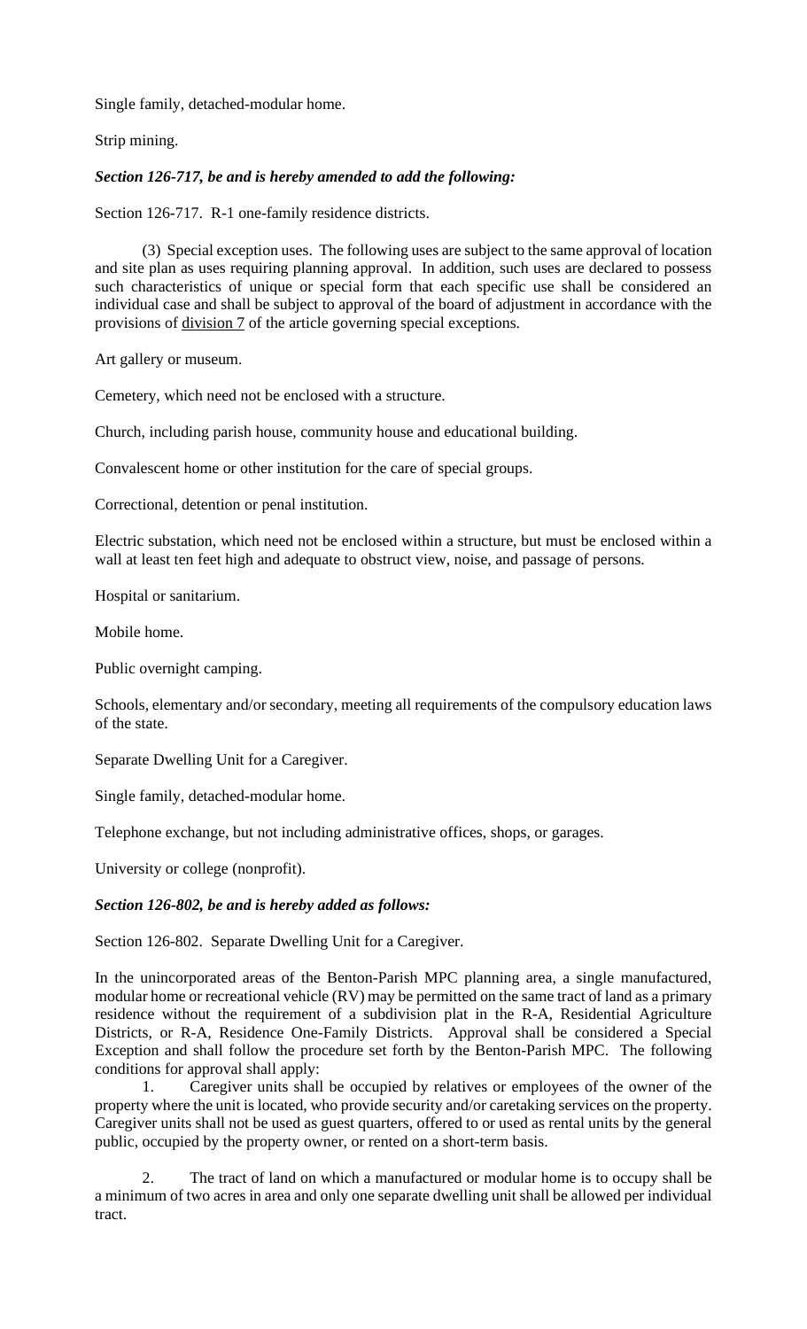Single family, detached-modular home.

Strip mining.

***Section 126-717, be and is hereby amended to add the following:***

Section 126-717. R-1 one-family residence districts.

(3) Special exception uses. The following uses are subject to the same approval of location and site plan as uses requiring planning approval. In addition, such uses are declared to possess such characteristics of unique or special form that each specific use shall be considered an individual case and shall be subject to approval of the board of adjustment in accordance with the provisions of division 7 of the article governing special exceptions.

Art gallery or museum.

Cemetery, which need not be enclosed with a structure.

Church, including parish house, community house and educational building.

Convalescent home or other institution for the care of special groups.

Correctional, detention or penal institution.

Electric substation, which need not be enclosed within a structure, but must be enclosed within a wall at least ten feet high and adequate to obstruct view, noise, and passage of persons.

Hospital or sanitarium.

Mobile home.

Public overnight camping.

Schools, elementary and/or secondary, meeting all requirements of the compulsory education laws of the state.

Separate Dwelling Unit for a Caregiver.

Single family, detached-modular home.

Telephone exchange, but not including administrative offices, shops, or garages.

University or college (nonprofit).

***Section 126-802, be and is hereby added as follows:***

Section 126-802. Separate Dwelling Unit for a Caregiver.

In the unincorporated areas of the Benton-Parish MPC planning area, a single manufactured, modular home or recreational vehicle (RV) may be permitted on the same tract of land as a primary residence without the requirement of a subdivision plat in the R-A, Residential Agriculture Districts, or R-A, Residence One-Family Districts. Approval shall be considered a Special Exception and shall follow the procedure set forth by the Benton-Parish MPC. The following conditions for approval shall apply:

1. Caregiver units shall be occupied by relatives or employees of the owner of the property where the unit is located, who provide security and/or caretaking services on the property. Caregiver units shall not be used as guest quarters, offered to or used as rental units by the general public, occupied by the property owner, or rented on a short-term basis.

2. The tract of land on which a manufactured or modular home is to occupy shall be a minimum of two acres in area and only one separate dwelling unit shall be allowed per individual tract.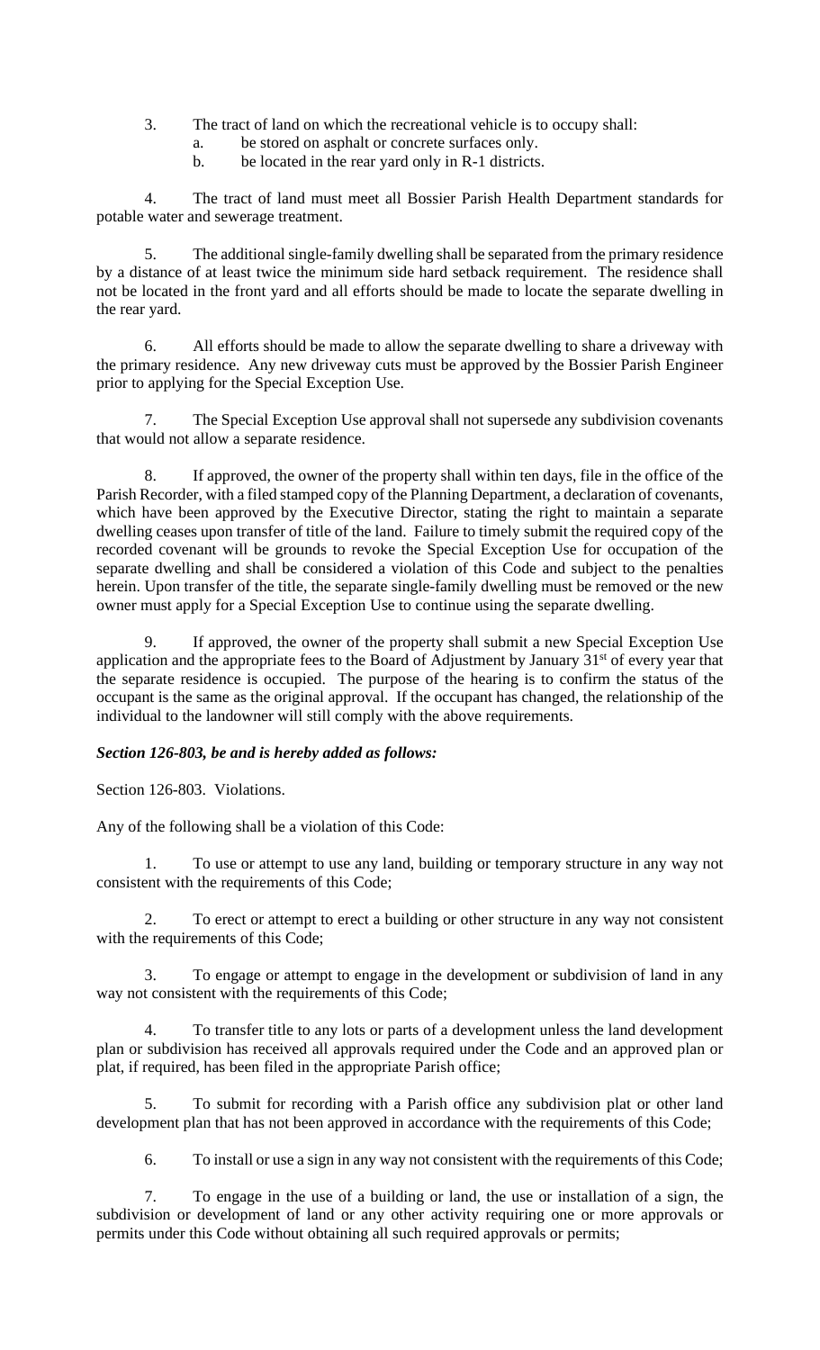3. The tract of land on which the recreational vehicle is to occupy shall:
   a. be stored on asphalt or concrete surfaces only.
   b. be located in the rear yard only in R-1 districts.

4. The tract of land must meet all Bossier Parish Health Department standards for potable water and sewerage treatment.

5. The additional single-family dwelling shall be separated from the primary residence by a distance of at least twice the minimum side hard setback requirement. The residence shall not be located in the front yard and all efforts should be made to locate the separate dwelling in the rear yard.

6. All efforts should be made to allow the separate dwelling to share a driveway with the primary residence. Any new driveway cuts must be approved by the Bossier Parish Engineer prior to applying for the Special Exception Use.

7. The Special Exception Use approval shall not supersede any subdivision covenants that would not allow a separate residence.

8. If approved, the owner of the property shall within ten days, file in the office of the Parish Recorder, with a filed stamped copy of the Planning Department, a declaration of covenants, which have been approved by the Executive Director, stating the right to maintain a separate dwelling ceases upon transfer of title of the land. Failure to timely submit the required copy of the recorded covenant will be grounds to revoke the Special Exception Use for occupation of the separate dwelling and shall be considered a violation of this Code and subject to the penalties herein. Upon transfer of the title, the separate single-family dwelling must be removed or the new owner must apply for a Special Exception Use to continue using the separate dwelling.

9. If approved, the owner of the property shall submit a new Special Exception Use application and the appropriate fees to the Board of Adjustment by January 31st of every year that the separate residence is occupied. The purpose of the hearing is to confirm the status of the occupant is the same as the original approval. If the occupant has changed, the relationship of the individual to the landowner will still comply with the above requirements.

***Section 126-803, be and is hereby added as follows:***

Section 126-803. Violations.

Any of the following shall be a violation of this Code:

1. To use or attempt to use any land, building or temporary structure in any way not consistent with the requirements of this Code;

2. To erect or attempt to erect a building or other structure in any way not consistent with the requirements of this Code;

3. To engage or attempt to engage in the development or subdivision of land in any way not consistent with the requirements of this Code;

4. To transfer title to any lots or parts of a development unless the land development plan or subdivision has received all approvals required under the Code and an approved plan or plat, if required, has been filed in the appropriate Parish office;

5. To submit for recording with a Parish office any subdivision plat or other land development plan that has not been approved in accordance with the requirements of this Code;

6. To install or use a sign in any way not consistent with the requirements of this Code;

7. To engage in the use of a building or land, the use or installation of a sign, the subdivision or development of land or any other activity requiring one or more approvals or permits under this Code without obtaining all such required approvals or permits;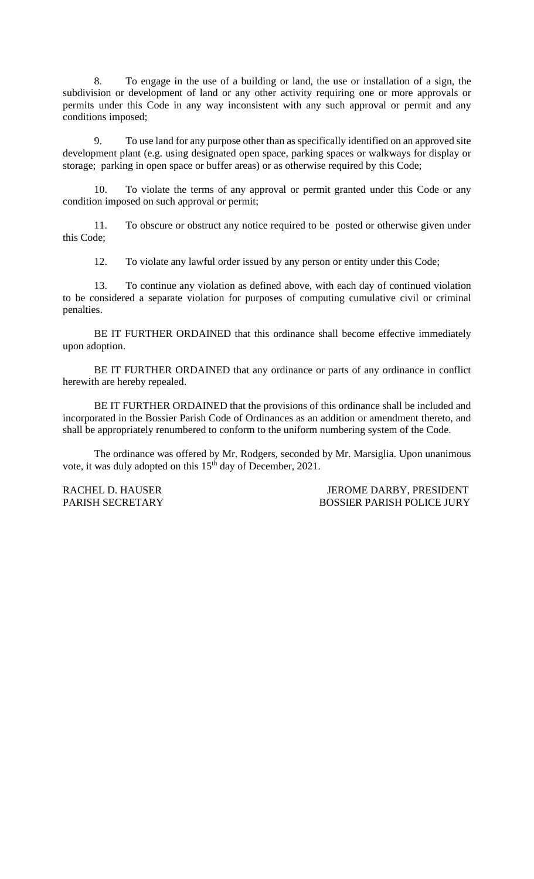8. To engage in the use of a building or land, the use or installation of a sign, the subdivision or development of land or any other activity requiring one or more approvals or permits under this Code in any way inconsistent with any such approval or permit and any conditions imposed;

9. To use land for any purpose other than as specifically identified on an approved site development plant (e.g. using designated open space, parking spaces or walkways for display or storage; parking in open space or buffer areas) or as otherwise required by this Code;

10. To violate the terms of any approval or permit granted under this Code or any condition imposed on such approval or permit;

11. To obscure or obstruct any notice required to be posted or otherwise given under this Code;

12. To violate any lawful order issued by any person or entity under this Code;

13. To continue any violation as defined above, with each day of continued violation to be considered a separate violation for purposes of computing cumulative civil or criminal penalties.

BE IT FURTHER ORDAINED that this ordinance shall become effective immediately upon adoption.

BE IT FURTHER ORDAINED that any ordinance or parts of any ordinance in conflict herewith are hereby repealed.

BE IT FURTHER ORDAINED that the provisions of this ordinance shall be included and incorporated in the Bossier Parish Code of Ordinances as an addition or amendment thereto, and shall be appropriately renumbered to conform to the uniform numbering system of the Code.

The ordinance was offered by Mr. Rodgers, seconded by Mr. Marsiglia. Upon unanimous vote, it was duly adopted on this 15th day of December, 2021.

RACHEL D. HAUSER
PARISH SECRETARY

JEROME DARBY, PRESIDENT
BOSSIER PARISH POLICE JURY